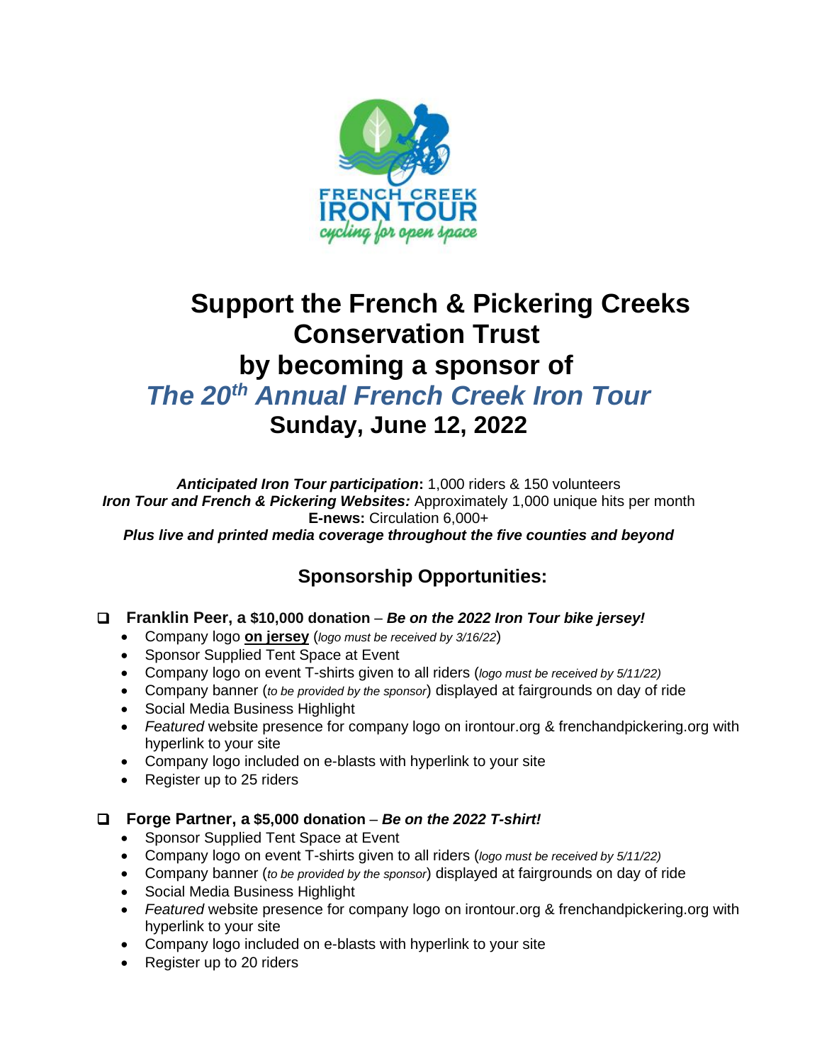FRENCH CREEK IRON TOUR
*cycling for open space*

# Support the French & Pickering Creeks Conservation Trust by becoming a sponsor of

# *The 20th Annual French Creek Iron Tour*

## Sunday, June 12, 2022

***Anticipated Iron Tour participation*:** 1,000 riders & 150 volunteers
***Iron Tour and French & Pickering Websites:*** Approximately 1,000 unique hits per month
**E-news:** Circulation 6,000+
***Plus live and printed media coverage throughout the five counties and beyond***

## Sponsorship Opportunities:

- ❑ **Franklin Peer, a $10,000 donation** – ***Be on the 2022 Iron Tour bike jersey!***
  - Company logo **on jersey** (*logo must be received by 3/16/22*)
  - Sponsor Supplied Tent Space at Event
  - Company logo on event T-shirts given to all riders (*logo must be received by 5/11/22)*
  - Company banner (*to be provided by the sponsor*) displayed at fairgrounds on day of ride
  - Social Media Business Highlight
  - *Featured* website presence for company logo on irontour.org & frenchandpickering.org with hyperlink to your site
  - Company logo included on e-blasts with hyperlink to your site
  - Register up to 25 riders

- ❑ **Forge Partner, a $5,000 donation** – ***Be on the 2022 T-shirt!***
  - Sponsor Supplied Tent Space at Event
  - Company logo on event T-shirts given to all riders (*logo must be received by 5/11/22)*
  - Company banner (*to be provided by the sponsor*) displayed at fairgrounds on day of ride
  - Social Media Business Highlight
  - *Featured* website presence for company logo on irontour.org & frenchandpickering.org with hyperlink to your site
  - Company logo included on e-blasts with hyperlink to your site
  - Register up to 20 riders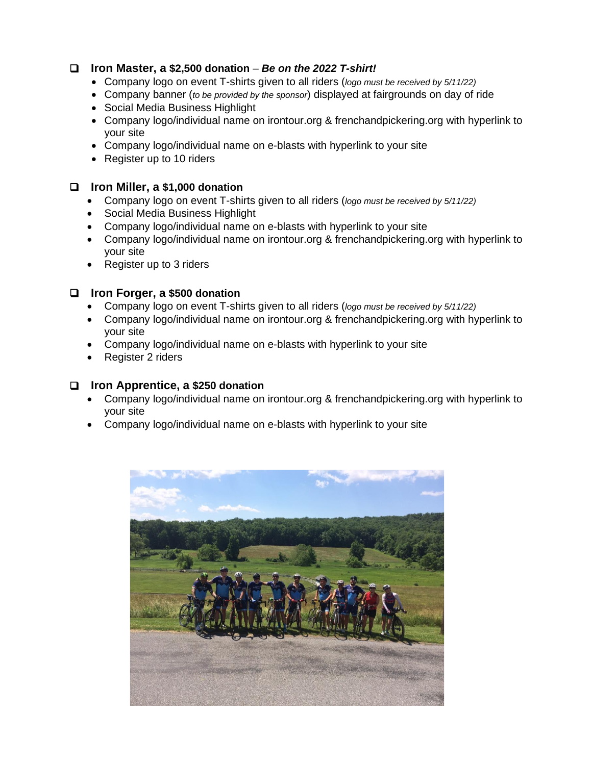- [ ] **Iron Master, a $2,500 donation** – ***Be on the 2022 T-shirt!***
  - Company logo on event T-shirts given to all riders (*logo must be received by 5/11/22)*
  - Company banner (*to be provided by the sponsor*) displayed at fairgrounds on day of ride
  - Social Media Business Highlight
  - Company logo/individual name on irontour.org & frenchandpickering.org with hyperlink to your site
  - Company logo/individual name on e-blasts with hyperlink to your site
  - Register up to 10 riders

- [ ] **Iron Miller, a $1,000 donation**
  - Company logo on event T-shirts given to all riders (*logo must be received by 5/11/22)*
  - Social Media Business Highlight
  - Company logo/individual name on e-blasts with hyperlink to your site
  - Company logo/individual name on irontour.org & frenchandpickering.org with hyperlink to your site
  - Register up to 3 riders

- [ ] **Iron Forger, a $500 donation**
  - Company logo on event T-shirts given to all riders (*logo must be received by 5/11/22)*
  - Company logo/individual name on irontour.org & frenchandpickering.org with hyperlink to your site
  - Company logo/individual name on e-blasts with hyperlink to your site
  - Register 2 riders

- [ ] **Iron Apprentice, a $250 donation**
  - Company logo/individual name on irontour.org & frenchandpickering.org with hyperlink to your site
  - Company logo/individual name on e-blasts with hyperlink to your site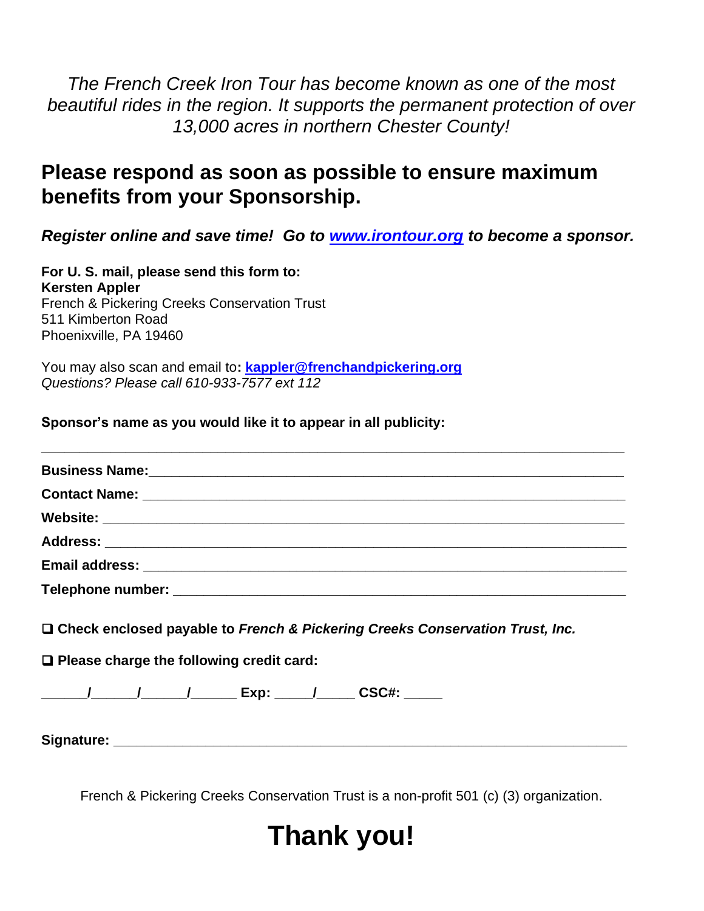*The French Creek Iron Tour has become known as one of the most beautiful rides in the region. It supports the permanent protection of over 13,000 acres in northern Chester County!*

## Please respond as soon as possible to ensure maximum benefits from your Sponsorship.

***Register online and save time! Go to [www.irontour.org](http://www.irontour.org) to become a sponsor.***

**For U. S. mail, please send this form to:**
**Kersten Appler**
French & Pickering Creeks Conservation Trust
511 Kimberton Road
Phoenixville, PA 19460

You may also scan and email to**: [kappler@frenchandpickering.org](mailto:kappler@frenchandpickering.org)**
*Questions? Please call 610-933-7577 ext 112*

**Sponsor's name as you would like it to appear in all publicity:**

_______________________________________________________________________________

**Business Name:**_____________________________________________________________

**Contact Name:** _____________________________________________________________

**Website:** __________________________________________________________________

**Address:** __________________________________________________________________

**Email address:** _____________________________________________________________

**Telephone number:** _________________________________________________________

❑ **Check enclosed payable to *French & Pickering Creeks Conservation Trust, Inc.***

❑ **Please charge the following credit card:**

**______/______/______/______ Exp: _____/_____ CSC#: _____**

**Signature:** ________________________________________________________________

French & Pickering Creeks Conservation Trust is a non-profit 501 (c) (3) organization.

# Thank you!